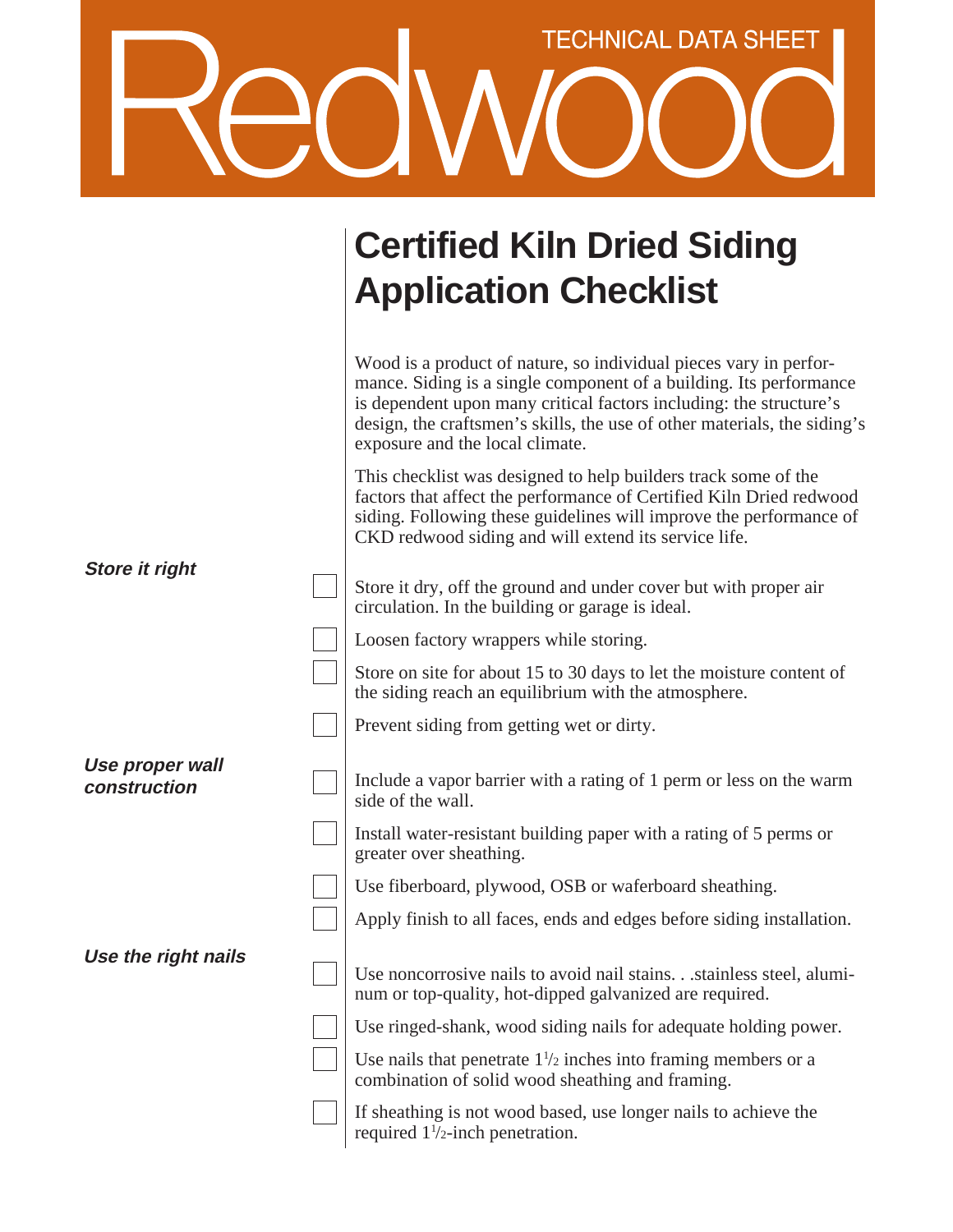# Redwood

TECHNICAL DATA SHEET

## Certified Kiln Dried Siding Application Checklist

Wood is a product of nature, so individual pieces vary in performance. Siding is a single component of a building. Its performance is dependent upon many critical factors including: the structure's design, the craftsmen's skills, the use of other materials, the siding's exposure and the local climate.

This checklist was designed to help builders track some of the factors that affect the performance of Certified Kiln Dried redwood siding. Following these guidelines will improve the performance of CKD redwood siding and will extend its service life.

***Store it right***

- [ ] Store it dry, off the ground and under cover but with proper air circulation. In the building or garage is ideal.
- [ ] Loosen factory wrappers while storing.
- [ ] Store on site for about 15 to 30 days to let the moisture content of the siding reach an equilibrium with the atmosphere.
- [ ] Prevent siding from getting wet or dirty.

***Use proper wall construction***

- [ ] Include a vapor barrier with a rating of 1 perm or less on the warm side of the wall.
- [ ] Install water-resistant building paper with a rating of 5 perms or greater over sheathing.
- [ ] Use fiberboard, plywood, OSB or waferboard sheathing.
- [ ] Apply finish to all faces, ends and edges before siding installation.

***Use the right nails***

- [ ] Use noncorrosive nails to avoid nail stains. . .stainless steel, aluminum or top-quality, hot-dipped galvanized are required.
- [ ] Use ringed-shank, wood siding nails for adequate holding power.
- [ ] Use nails that penetrate 1½ inches into framing members or a combination of solid wood sheathing and framing.
- [ ] If sheathing is not wood based, use longer nails to achieve the required 1½-inch penetration.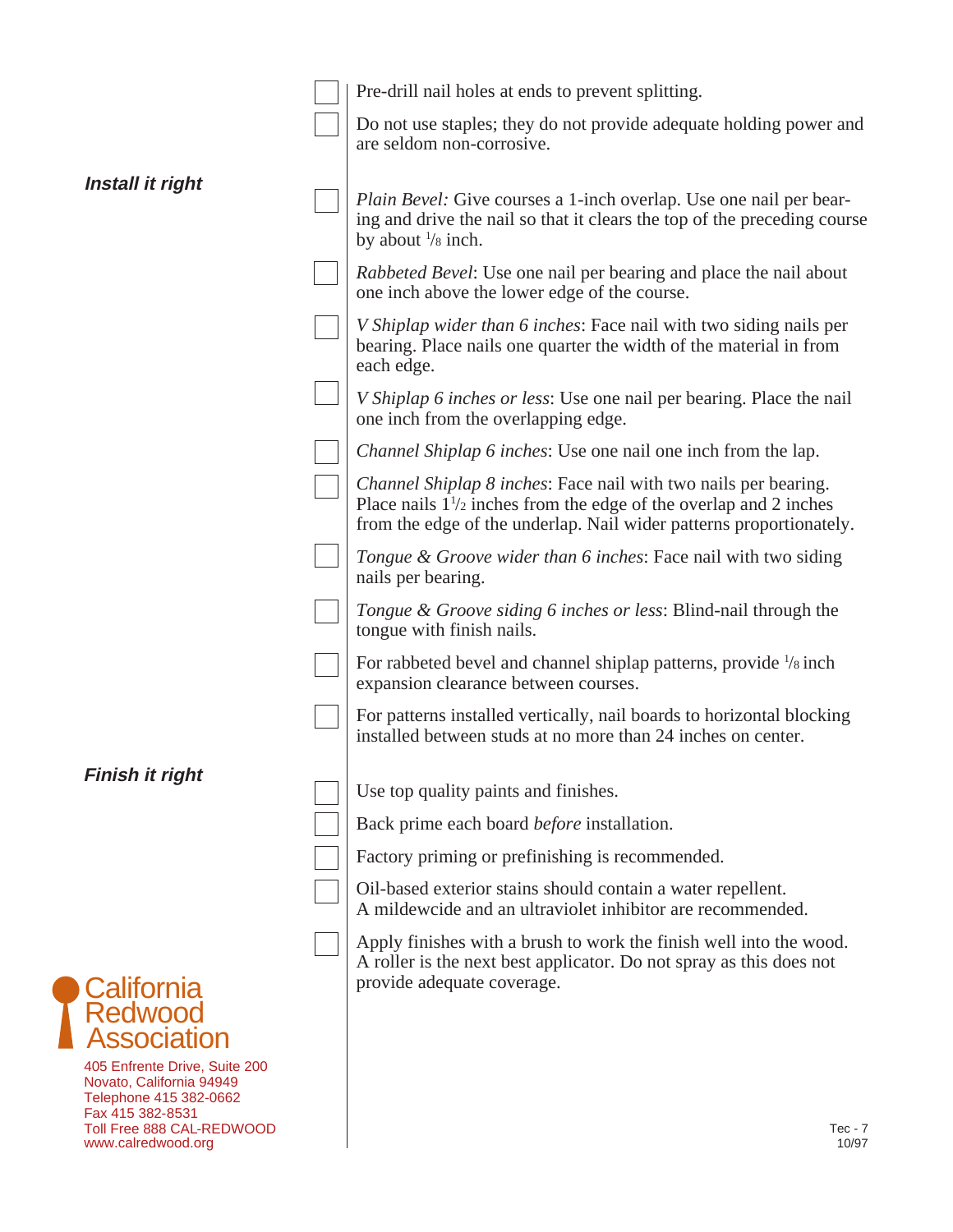- [ ] Pre-drill nail holes at ends to prevent splitting.
- [ ] Do not use staples; they do not provide adequate holding power and are seldom non-corrosive.

### *Install it right*

- [ ] *Plain Bevel:* Give courses a 1-inch overlap. Use one nail per bearing and drive the nail so that it clears the top of the preceding course by about $^{1}/_{8}$ inch.
- [ ] *Rabbeted Bevel*: Use one nail per bearing and place the nail about one inch above the lower edge of the course.
- [ ] *V Shiplap wider than 6 inches*: Face nail with two siding nails per bearing. Place nails one quarter the width of the material in from each edge.
- [ ] *V Shiplap 6 inches or less*: Use one nail per bearing. Place the nail one inch from the overlapping edge.
- [ ] *Channel Shiplap 6 inches*: Use one nail one inch from the lap.
- [ ] *Channel Shiplap 8 inches*: Face nail with two nails per bearing. Place nails $1^{1}/_{2}$ inches from the edge of the overlap and 2 inches from the edge of the underlap. Nail wider patterns proportionately.
- [ ] *Tongue & Groove wider than 6 inches*: Face nail with two siding nails per bearing.
- [ ] *Tongue & Groove siding 6 inches or less*: Blind-nail through the tongue with finish nails.
- [ ] For rabbeted bevel and channel shiplap patterns, provide $^{1}/_{8}$ inch expansion clearance between courses.
- [ ] For patterns installed vertically, nail boards to horizontal blocking installed between studs at no more than 24 inches on center.

### *Finish it right*

- [ ] Use top quality paints and finishes.
- [ ] Back prime each board *before* installation.
- [ ] Factory priming or prefinishing is recommended.
- [ ] Oil-based exterior stains should contain a water repellent. A mildewcide and an ultraviolet inhibitor are recommended.
- [ ] Apply finishes with a brush to work the finish well into the wood. A roller is the next best applicator. Do not spray as this does not provide adequate coverage.

California Redwood Association

405 Enfrente Drive, Suite 200
Novato, California 94949
Telephone 415 382-0662
Fax 415 382-8531
Toll Free 888 CAL-REDWOOD
www.calredwood.org

Tec - 7
10/97